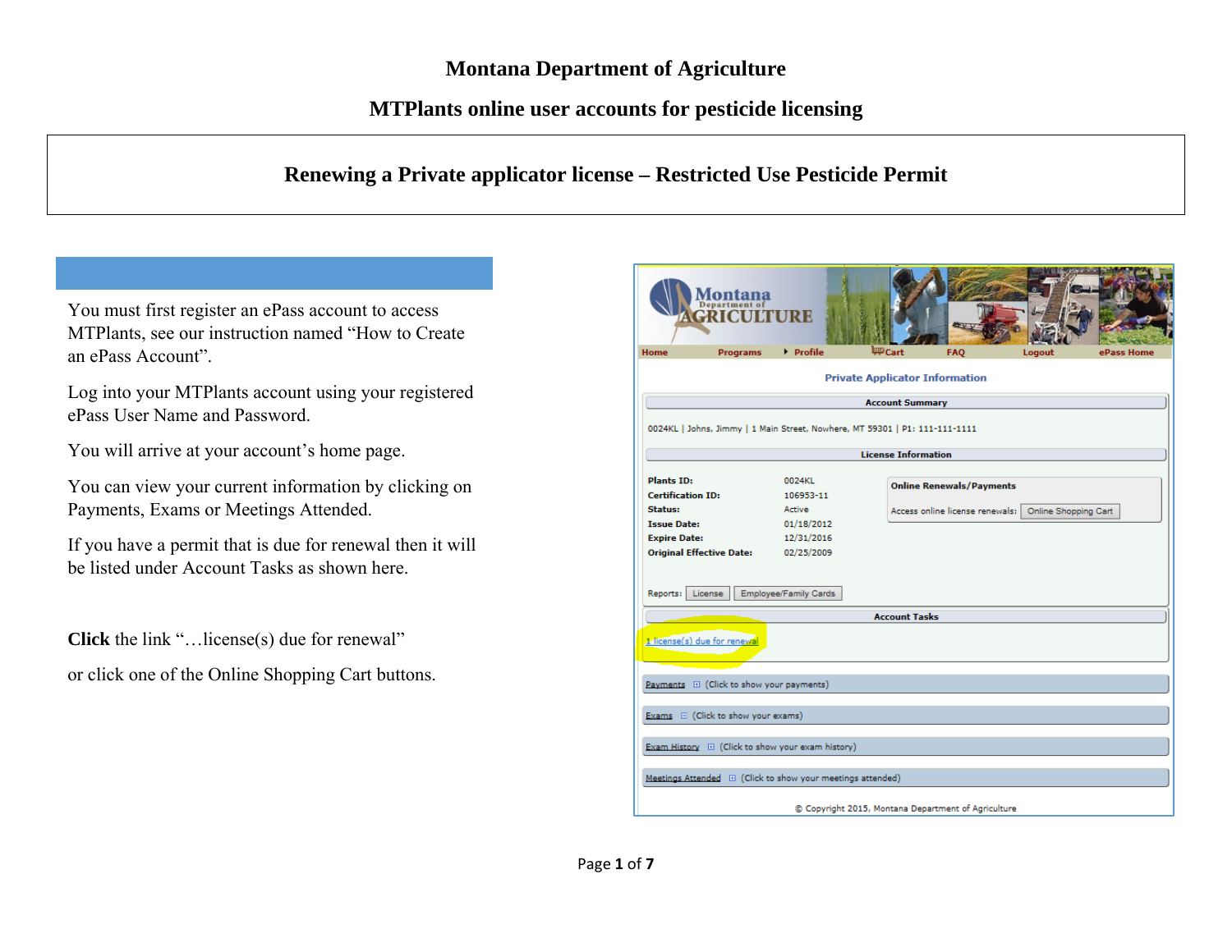# Montana Department of Agriculture

## MTPlants online user accounts for pesticide licensing

## Renewing a Private applicator license – Restricted Use Pesticide Permit

You must first register an ePass account to access MTPlants, see our instruction named "How to Create an ePass Account".

Log into your MTPlants account using your registered ePass User Name and Password.

You will arrive at your account's home page.

You can view your current information by clicking on Payments, Exams or Meetings Attended.

If you have a permit that is due for renewal then it will be listed under Account Tasks as shown here.

**Click** the link "…license(s) due for renewal"

or click one of the Online Shopping Cart buttons.

Home | Programs | Profile | Cart | FAQ | Logout | ePass Home

**Private Applicator Information**

**Account Summary**

0024KL | Johns, Jimmy | 1 Main Street, Nowhere, MT 59301 | P1: 111-111-1111

**License Information**

| | |
|---|---|
| **Plants ID:** | 0024KL |
| **Certification ID:** | 106953-11 |
| **Status:** | Active |
| **Issue Date:** | 01/18/2012 |
| **Expire Date:** | 12/31/2016 |
| **Original Effective Date:** | 02/25/2009 |

**Online Renewals/Payments**

Access online license renewals: Online Shopping Cart

Reports: License | Employee/Family Cards

**Account Tasks**

1 license(s) due for renewal

Payments (Click to show your payments)

Exams (Click to show your exams)

Exam History (Click to show your exam history)

Meetings Attended (Click to show your meetings attended)

© Copyright 2015, Montana Department of Agriculture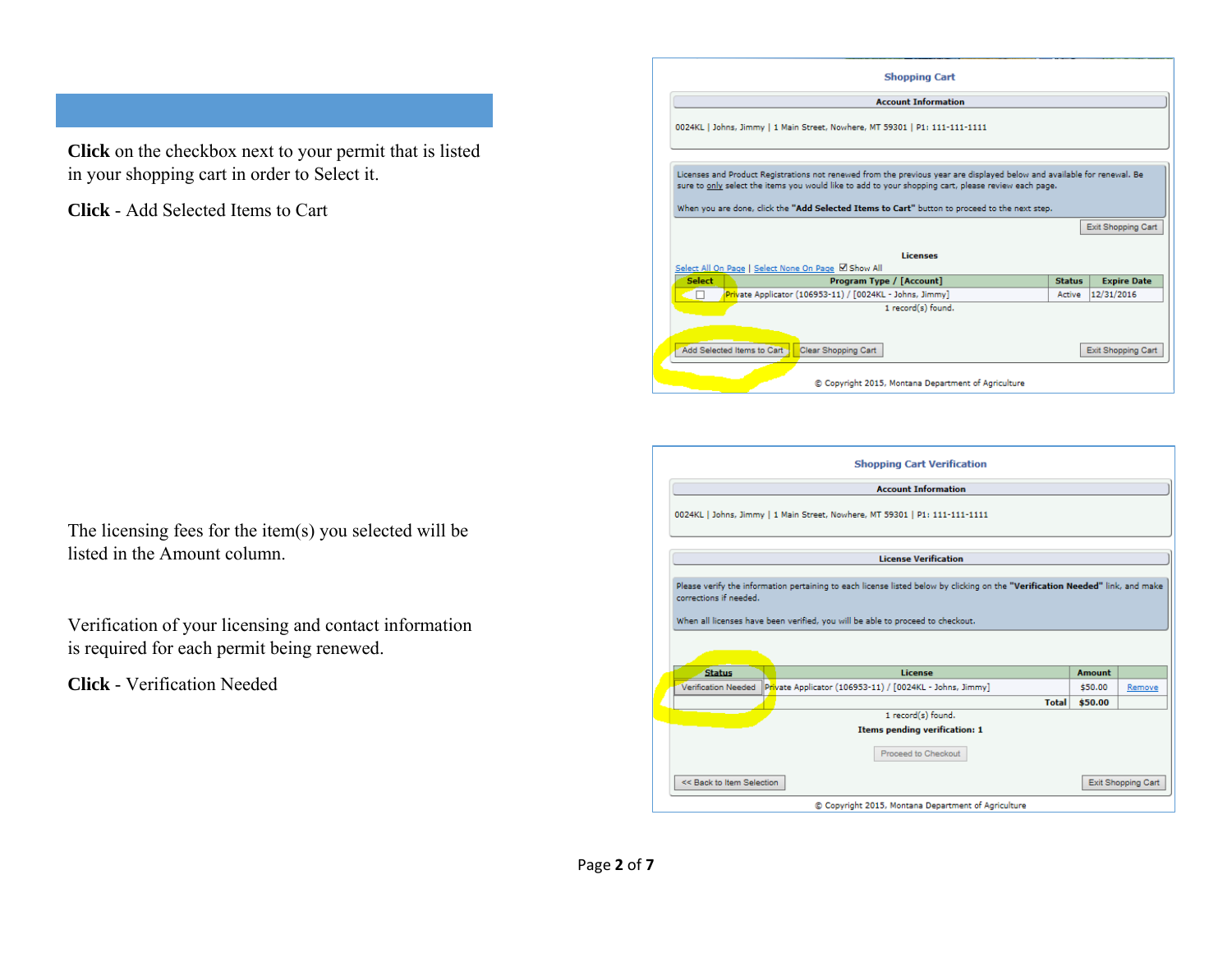**Click** on the checkbox next to your permit that is listed in your shopping cart in order to Select it.

**Click** - Add Selected Items to Cart

**Shopping Cart**

**Account Information**

0024KL | Johns, Jimmy | 1 Main Street, Nowhere, MT 59301 | P1: 111-111-1111

Licenses and Product Registrations not renewed from the previous year are displayed below and available for renewal. Be sure to only select the items you would like to add to your shopping cart, please review each page.

When you are done, click the **"Add Selected Items to Cart"** button to proceed to the next step.

Exit Shopping Cart

**Licenses**

Select All On Page | Select None On Page | ☑ Show All

| Select | Program Type / [Account] | Status | Expire Date |
|---|---|---|---|
| ☐ | Private Applicator (106953-11) / [0024KL - Johns, Jimmy] | Active | 12/31/2016 |

1 record(s) found.

Add Selected Items to Cart | Clear Shopping Cart | Exit Shopping Cart

© Copyright 2015, Montana Department of Agriculture

The licensing fees for the item(s) you selected will be listed in the Amount column.

Verification of your licensing and contact information is required for each permit being renewed.

**Click** - Verification Needed

**Shopping Cart Verification**

**Account Information**

0024KL | Johns, Jimmy | 1 Main Street, Nowhere, MT 59301 | P1: 111-111-1111

**License Verification**

Please verify the information pertaining to each license listed below by clicking on the **"Verification Needed"** link, and make corrections if needed.

When all licenses have been verified, you will be able to proceed to checkout.

| Status | License | Amount | |
|---|---|---|---|
| Verification Needed | Private Applicator (106953-11) / [0024KL - Johns, Jimmy] | $50.00 | Remove |
| | **Total** | **$50.00** | |

1 record(s) found.

**Items pending verification: 1**

Proceed to Checkout

<< Back to Item Selection | Exit Shopping Cart

© Copyright 2015, Montana Department of Agriculture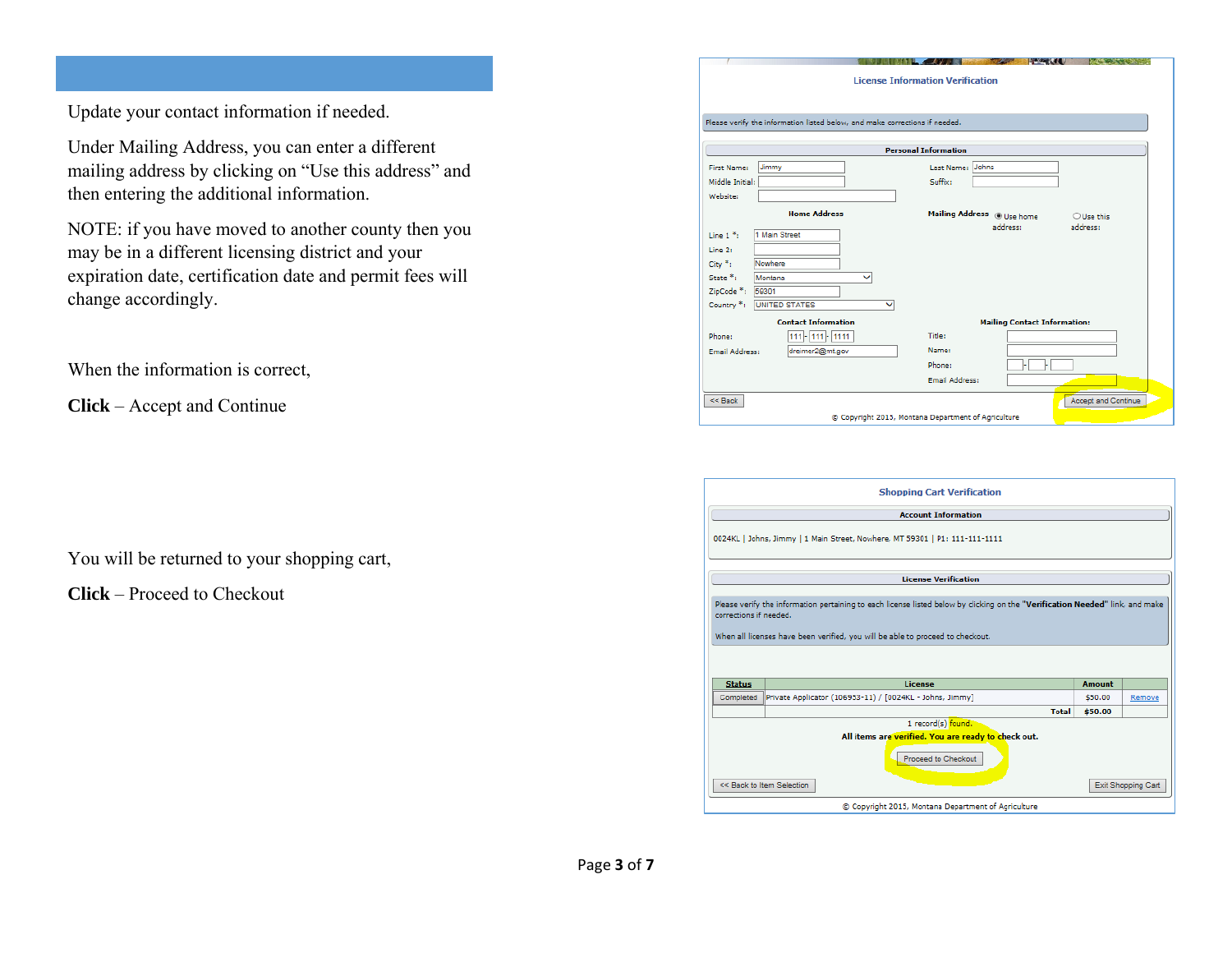Update your contact information if needed.

Under Mailing Address, you can enter a different mailing address by clicking on “Use this address” and then entering the additional information.

NOTE: if you have moved to another county then you may be in a different licensing district and your expiration date, certification date and permit fees will change accordingly.

When the information is correct,

**Click** – Accept and Continue

You will be returned to your shopping cart,

**Click** – Proceed to Checkout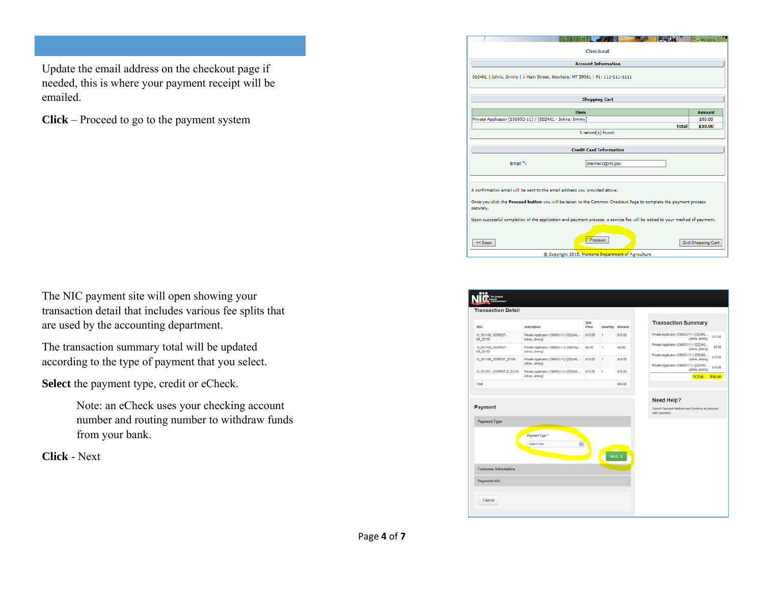Update the email address on the checkout page if needed, this is where your payment receipt will be emailed.

**Click** – Proceed to go to the payment system

The NIC payment site will open showing your transaction detail that includes various fee splits that are used by the accounting department.

The transaction summary total will be updated according to the type of payment that you select.

**Select** the payment type, credit or eCheck.

> Note: an eCheck uses your checking account number and routing number to withdraw funds from your bank.

**Click** - Next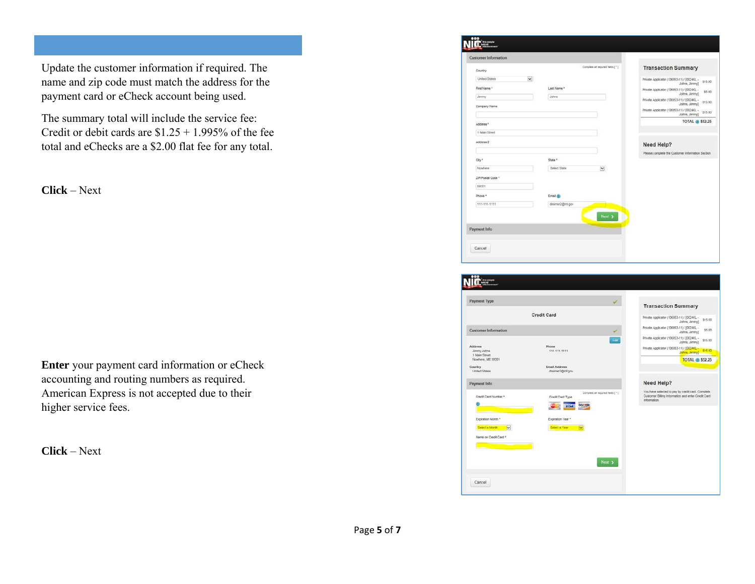Update the customer information if required. The name and zip code must match the address for the payment card or eCheck account being used.

The summary total will include the service fee: Credit or debit cards are $1.25 + 1.995% of the fee total and eChecks are a $2.00 flat fee for any total.

**Click** – Next

**Enter** your payment card information or eCheck accounting and routing numbers as required. American Express is not accepted due to their higher service fees.

**Click** – Next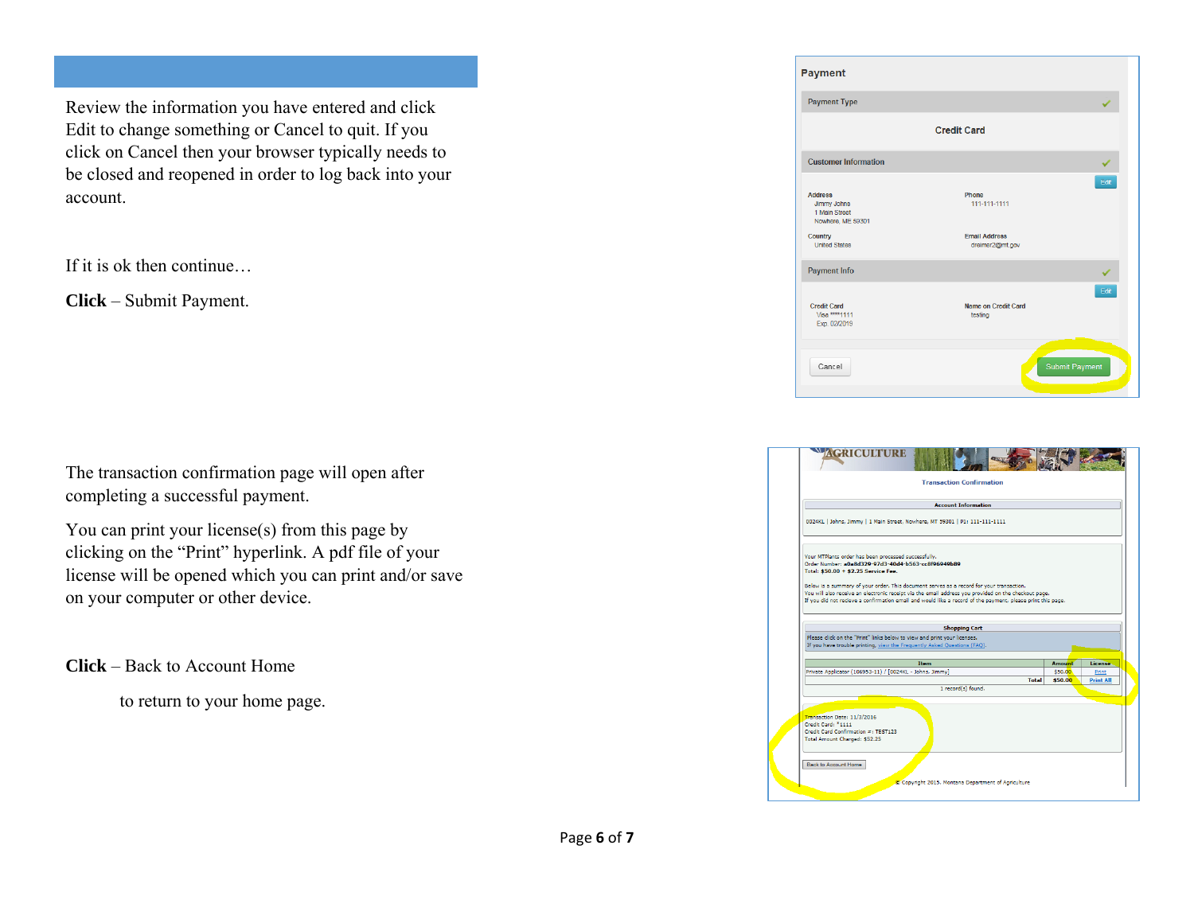Review the information you have entered and click Edit to change something or Cancel to quit. If you click on Cancel then your browser typically needs to be closed and reopened in order to log back into your account.

If it is ok then continue…

**Click** – Submit Payment.

The transaction confirmation page will open after completing a successful payment.

You can print your license(s) from this page by clicking on the "Print" hyperlink. A pdf file of your license will be opened which you can print and/or save on your computer or other device.

**Click** – Back to Account Home

to return to your home page.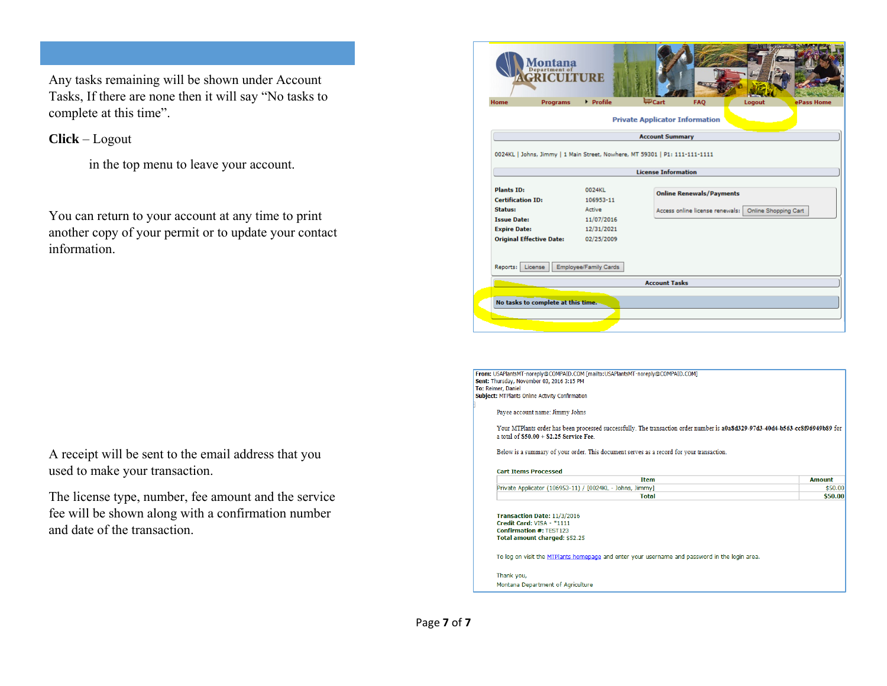Any tasks remaining will be shown under Account Tasks, If there are none then it will say "No tasks to complete at this time".

**Click** – Logout

in the top menu to leave your account.

You can return to your account at any time to print another copy of your permit or to update your contact information.

Home | Programs | Profile | Cart | FAQ | Logout | ePass Home

Private Applicator Information

Account Summary

0024KL | Johns, Jimmy | 1 Main Street, Nowhere, MT 59301 | P1: 111-111-1111

License Information

| | |
|---|---|
| Plants ID: | 0024KL |
| Certification ID: | 106953-11 |
| Status: | Active |
| Issue Date: | 11/07/2016 |
| Expire Date: | 12/31/2021 |
| Original Effective Date: | 02/25/2009 |

Online Renewals/Payments

Access online license renewals: Online Shopping Cart

Reports: License | Employee/Family Cards

Account Tasks

No tasks to complete at this time.

A receipt will be sent to the email address that you used to make your transaction.

The license type, number, fee amount and the service fee will be shown along with a confirmation number and date of the transaction.

**From:** USAPlantsMT-noreply@COMPAID.COM [mailto:USAPlantsMT-noreply@COMPAID.COM]
**Sent:** Thursday, November 03, 2016 3:15 PM
**To:** Reimer, Daniel
**Subject:** MTPlants Online Activity Confirmation

Payee account name: Jimmy Johns

Your MTPlants order has been processed successfully. The transaction order number is **a0a8d329-97d3-40d4-b563-cc8f06949b89** for a total of **$50.00** + **$2.25 Service Fee**.

Below is a summary of your order. This document serves as a record for your transaction.

**Cart Items Processed**

| Item | Amount |
|---|---|
| Private Applicator (106953-11) / [0024KL - Johns, Jimmy] | $50.00 |
| **Total** | **$50.00** |

**Transaction Date:** 11/3/2016
**Credit Card:** VISA - \*1111
**Confirmation #:** TEST123
**Total amount charged:** $52.25

To log on visit the MTPlants homepage and enter your username and password in the login area.

Thank you,
Montana Department of Agriculture